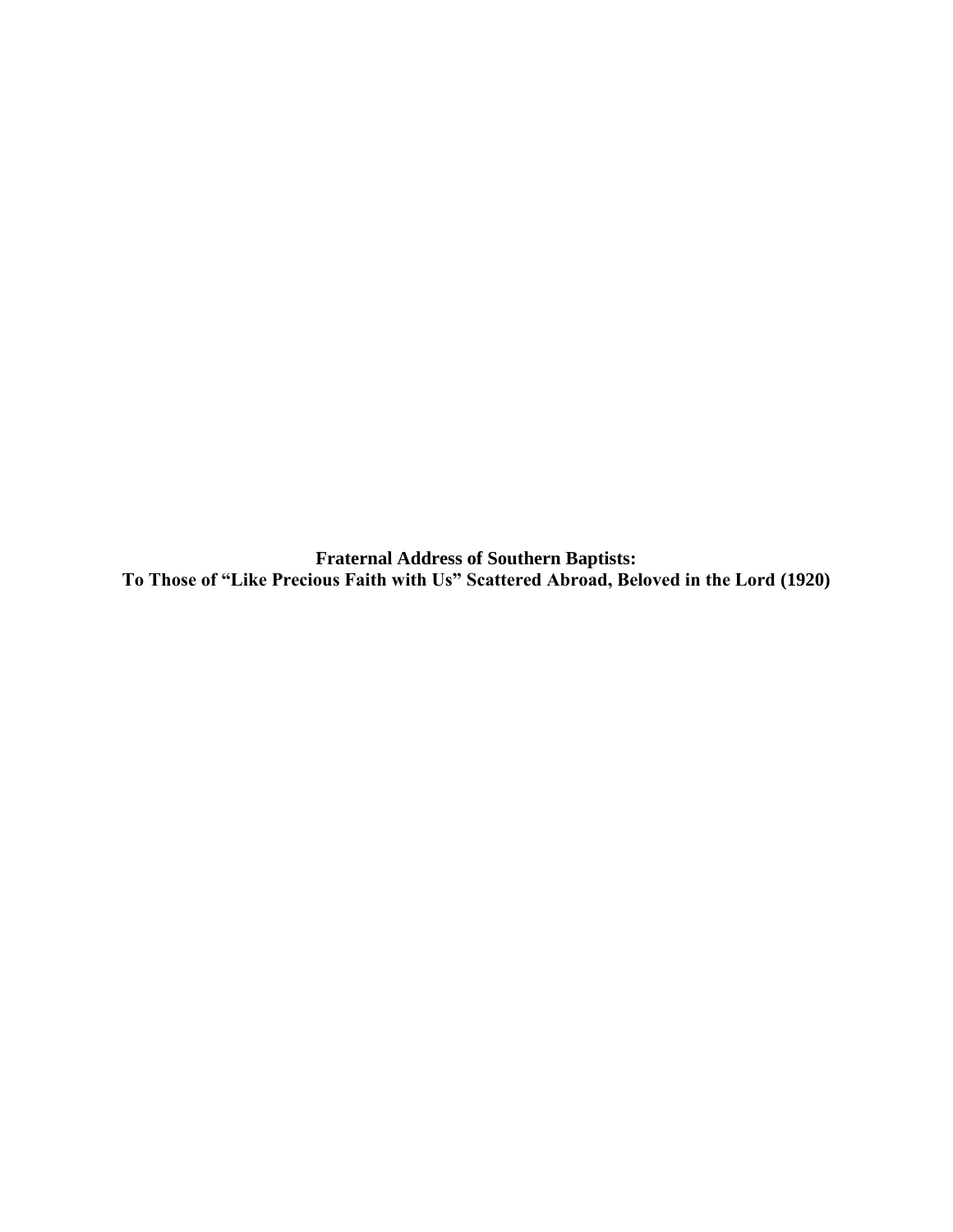# Fraternal Address of Southern Baptists:
## To Those of "Like Precious Faith with Us" Scattered Abroad, Beloved in the Lord (1920)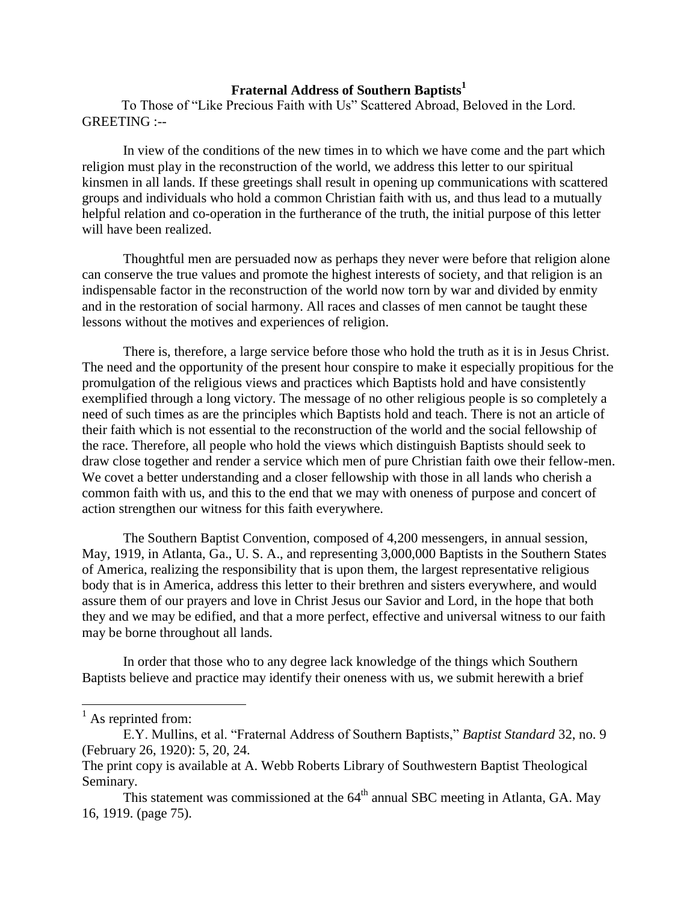# Fraternal Address of Southern Baptists[1]

To Those of "Like Precious Faith with Us" Scattered Abroad, Beloved in the Lord. GREETING :--

In view of the conditions of the new times in to which we have come and the part which religion must play in the reconstruction of the world, we address this letter to our spiritual kinsmen in all lands. If these greetings shall result in opening up communications with scattered groups and individuals who hold a common Christian faith with us, and thus lead to a mutually helpful relation and co-operation in the furtherance of the truth, the initial purpose of this letter will have been realized.

Thoughtful men are persuaded now as perhaps they never were before that religion alone can conserve the true values and promote the highest interests of society, and that religion is an indispensable factor in the reconstruction of the world now torn by war and divided by enmity and in the restoration of social harmony. All races and classes of men cannot be taught these lessons without the motives and experiences of religion.

There is, therefore, a large service before those who hold the truth as it is in Jesus Christ. The need and the opportunity of the present hour conspire to make it especially propitious for the promulgation of the religious views and practices which Baptists hold and have consistently exemplified through a long victory. The message of no other religious people is so completely a need of such times as are the principles which Baptists hold and teach. There is not an article of their faith which is not essential to the reconstruction of the world and the social fellowship of the race. Therefore, all people who hold the views which distinguish Baptists should seek to draw close together and render a service which men of pure Christian faith owe their fellow-men. We covet a better understanding and a closer fellowship with those in all lands who cherish a common faith with us, and this to the end that we may with oneness of purpose and concert of action strengthen our witness for this faith everywhere.

The Southern Baptist Convention, composed of 4,200 messengers, in annual session, May, 1919, in Atlanta, Ga., U. S. A., and representing 3,000,000 Baptists in the Southern States of America, realizing the responsibility that is upon them, the largest representative religious body that is in America, address this letter to their brethren and sisters everywhere, and would assure them of our prayers and love in Christ Jesus our Savior and Lord, in the hope that both they and we may be edified, and that a more perfect, effective and universal witness to our faith may be borne throughout all lands.

In order that those who to any degree lack knowledge of the things which Southern Baptists believe and practice may identify their oneness with us, we submit herewith a brief

---

[1] As reprinted from:

E.Y. Mullins, et al. "Fraternal Address of Southern Baptists," *Baptist Standard* 32, no. 9 (February 26, 1920): 5, 20, 24.

The print copy is available at A. Webb Roberts Library of Southwestern Baptist Theological Seminary.

This statement was commissioned at the 64th annual SBC meeting in Atlanta, GA. May 16, 1919. (page 75).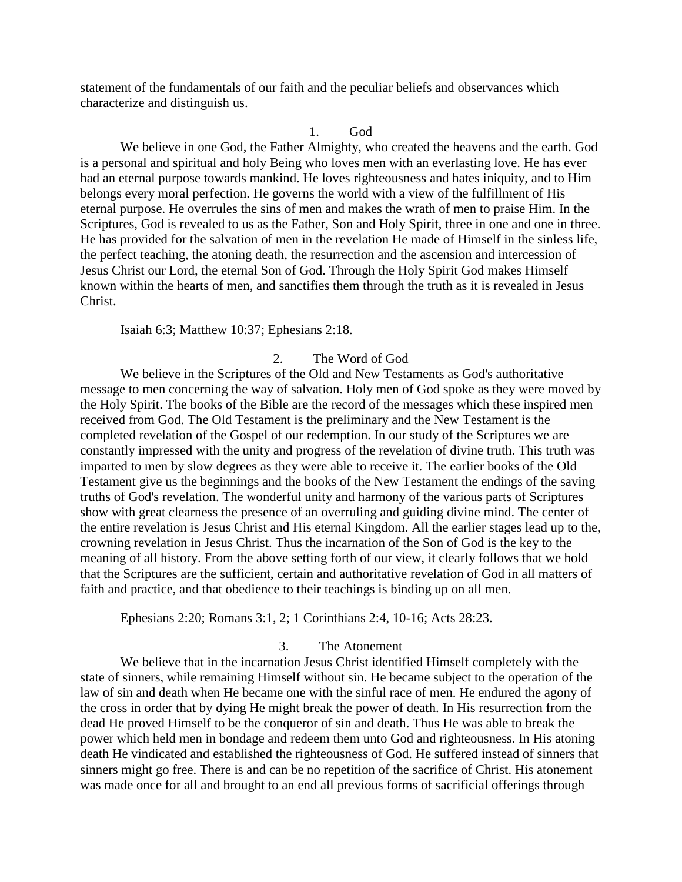statement of the fundamentals of our faith and the peculiar beliefs and observances which characterize and distinguish us.

## 1. God

We believe in one God, the Father Almighty, who created the heavens and the earth. God is a personal and spiritual and holy Being who loves men with an everlasting love. He has ever had an eternal purpose towards mankind. He loves righteousness and hates iniquity, and to Him belongs every moral perfection. He governs the world with a view of the fulfillment of His eternal purpose. He overrules the sins of men and makes the wrath of men to praise Him. In the Scriptures, God is revealed to us as the Father, Son and Holy Spirit, three in one and one in three. He has provided for the salvation of men in the revelation He made of Himself in the sinless life, the perfect teaching, the atoning death, the resurrection and the ascension and intercession of Jesus Christ our Lord, the eternal Son of God. Through the Holy Spirit God makes Himself known within the hearts of men, and sanctifies them through the truth as it is revealed in Jesus Christ.

Isaiah 6:3; Matthew 10:37; Ephesians 2:18.

## 2. The Word of God

We believe in the Scriptures of the Old and New Testaments as God's authoritative message to men concerning the way of salvation. Holy men of God spoke as they were moved by the Holy Spirit. The books of the Bible are the record of the messages which these inspired men received from God. The Old Testament is the preliminary and the New Testament is the completed revelation of the Gospel of our redemption. In our study of the Scriptures we are constantly impressed with the unity and progress of the revelation of divine truth. This truth was imparted to men by slow degrees as they were able to receive it. The earlier books of the Old Testament give us the beginnings and the books of the New Testament the endings of the saving truths of God's revelation. The wonderful unity and harmony of the various parts of Scriptures show with great clearness the presence of an overruling and guiding divine mind. The center of the entire revelation is Jesus Christ and His eternal Kingdom. All the earlier stages lead up to the, crowning revelation in Jesus Christ. Thus the incarnation of the Son of God is the key to the meaning of all history. From the above setting forth of our view, it clearly follows that we hold that the Scriptures are the sufficient, certain and authoritative revelation of God in all matters of faith and practice, and that obedience to their teachings is binding up on all men.

Ephesians 2:20; Romans 3:1, 2; 1 Corinthians 2:4, 10-16; Acts 28:23.

## 3. The Atonement

We believe that in the incarnation Jesus Christ identified Himself completely with the state of sinners, while remaining Himself without sin. He became subject to the operation of the law of sin and death when He became one with the sinful race of men. He endured the agony of the cross in order that by dying He might break the power of death. In His resurrection from the dead He proved Himself to be the conqueror of sin and death. Thus He was able to break the power which held men in bondage and redeem them unto God and righteousness. In His atoning death He vindicated and established the righteousness of God. He suffered instead of sinners that sinners might go free. There is and can be no repetition of the sacrifice of Christ. His atonement was made once for all and brought to an end all previous forms of sacrificial offerings through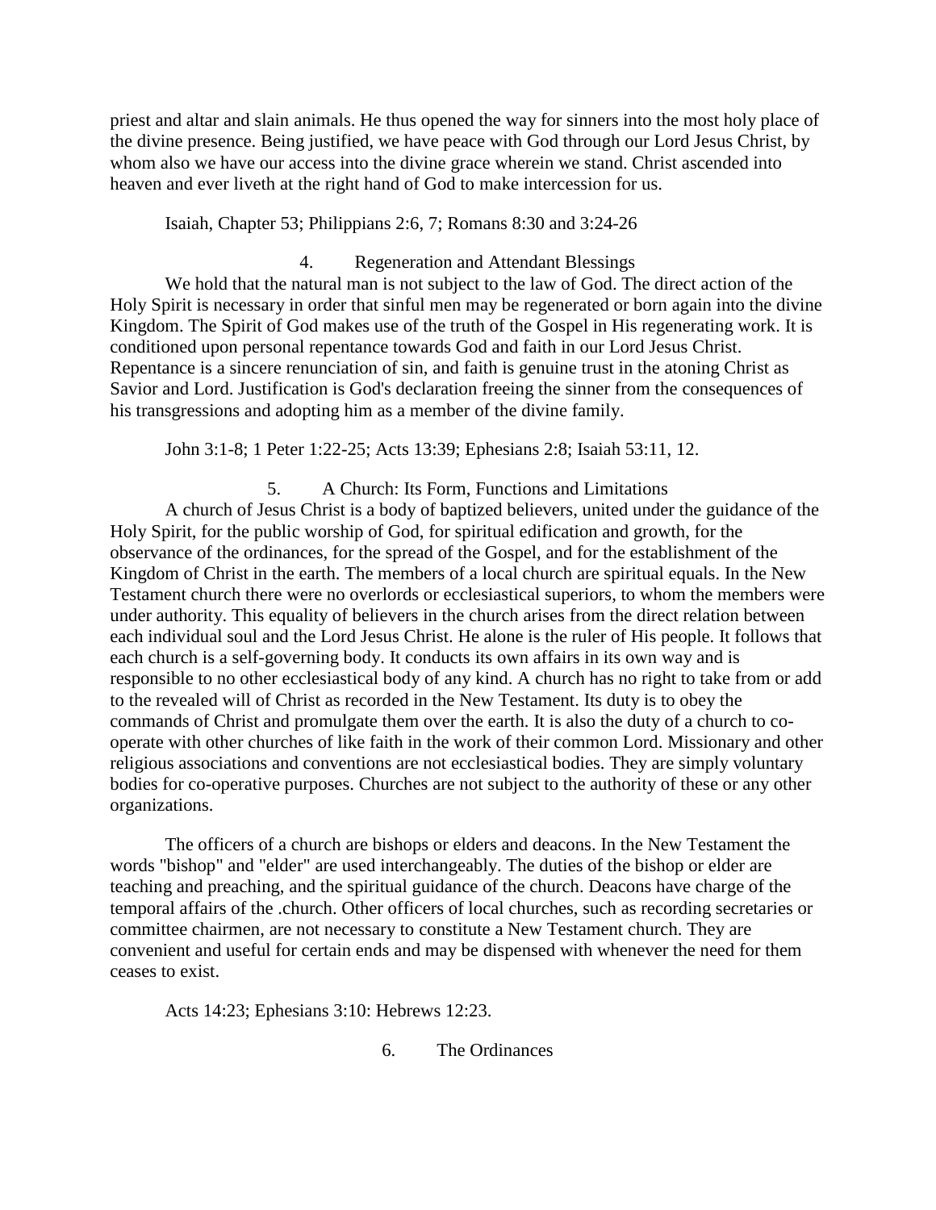priest and altar and slain animals. He thus opened the way for sinners into the most holy place of the divine presence. Being justified, we have peace with God through our Lord Jesus Christ, by whom also we have our access into the divine grace wherein we stand. Christ ascended into heaven and ever liveth at the right hand of God to make intercession for us.

Isaiah, Chapter 53; Philippians 2:6, 7; Romans 8:30 and 3:24-26

### 4. Regeneration and Attendant Blessings

We hold that the natural man is not subject to the law of God. The direct action of the Holy Spirit is necessary in order that sinful men may be regenerated or born again into the divine Kingdom. The Spirit of God makes use of the truth of the Gospel in His regenerating work. It is conditioned upon personal repentance towards God and faith in our Lord Jesus Christ. Repentance is a sincere renunciation of sin, and faith is genuine trust in the atoning Christ as Savior and Lord. Justification is God's declaration freeing the sinner from the consequences of his transgressions and adopting him as a member of the divine family.

John 3:1-8; 1 Peter 1:22-25; Acts 13:39; Ephesians 2:8; Isaiah 53:11, 12.

### 5. A Church: Its Form, Functions and Limitations

A church of Jesus Christ is a body of baptized believers, united under the guidance of the Holy Spirit, for the public worship of God, for spiritual edification and growth, for the observance of the ordinances, for the spread of the Gospel, and for the establishment of the Kingdom of Christ in the earth. The members of a local church are spiritual equals. In the New Testament church there were no overlords or ecclesiastical superiors, to whom the members were under authority. This equality of believers in the church arises from the direct relation between each individual soul and the Lord Jesus Christ. He alone is the ruler of His people. It follows that each church is a self-governing body. It conducts its own affairs in its own way and is responsible to no other ecclesiastical body of any kind. A church has no right to take from or add to the revealed will of Christ as recorded in the New Testament. Its duty is to obey the commands of Christ and promulgate them over the earth. It is also the duty of a church to co-operate with other churches of like faith in the work of their common Lord. Missionary and other religious associations and conventions are not ecclesiastical bodies. They are simply voluntary bodies for co-operative purposes. Churches are not subject to the authority of these or any other organizations.

The officers of a church are bishops or elders and deacons. In the New Testament the words "bishop" and "elder" are used interchangeably. The duties of the bishop or elder are teaching and preaching, and the spiritual guidance of the church. Deacons have charge of the temporal affairs of the .church. Other officers of local churches, such as recording secretaries or committee chairmen, are not necessary to constitute a New Testament church. They are convenient and useful for certain ends and may be dispensed with whenever the need for them ceases to exist.

Acts 14:23; Ephesians 3:10: Hebrews 12:23.

### 6. The Ordinances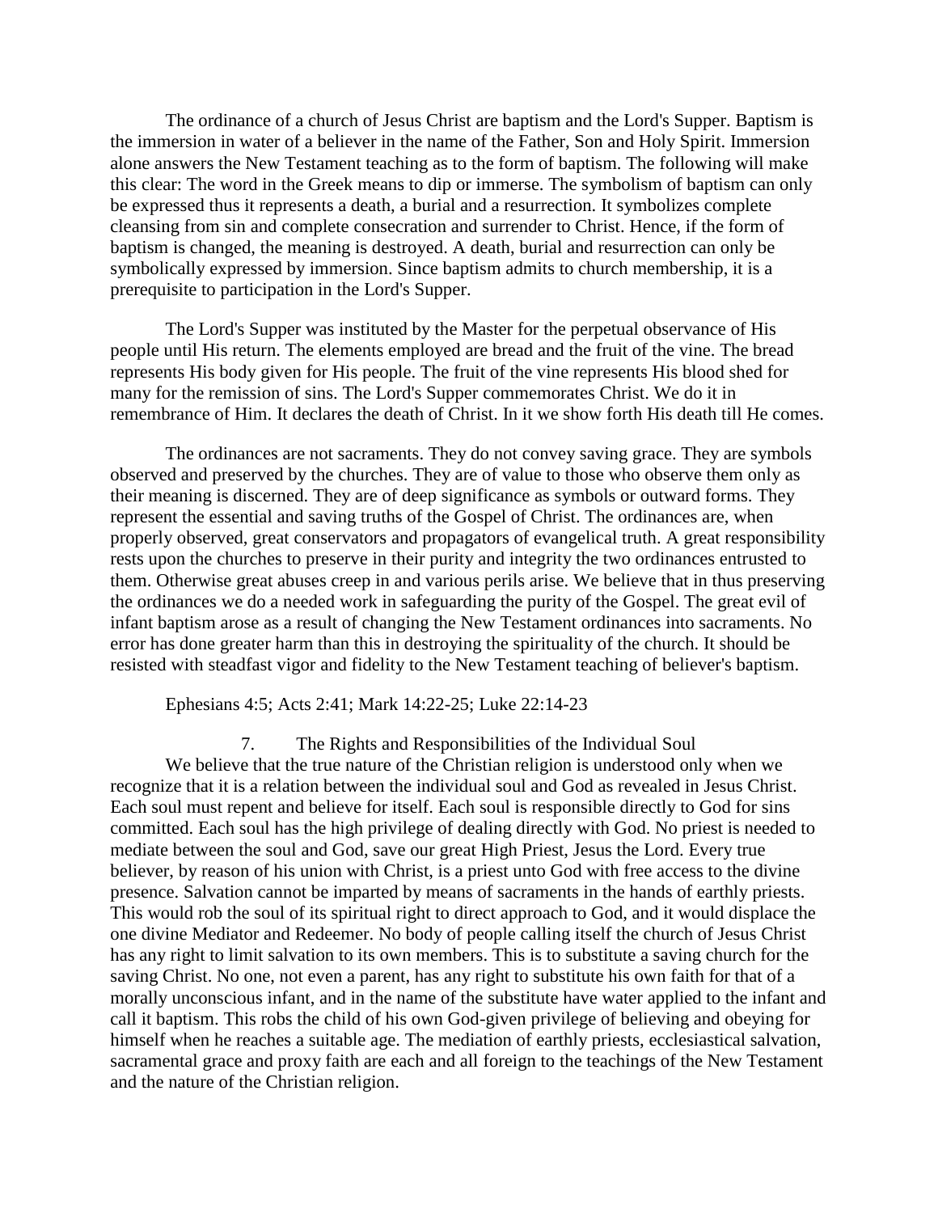The ordinance of a church of Jesus Christ are baptism and the Lord's Supper. Baptism is the immersion in water of a believer in the name of the Father, Son and Holy Spirit. Immersion alone answers the New Testament teaching as to the form of baptism. The following will make this clear: The word in the Greek means to dip or immerse. The symbolism of baptism can only be expressed thus it represents a death, a burial and a resurrection. It symbolizes complete cleansing from sin and complete consecration and surrender to Christ. Hence, if the form of baptism is changed, the meaning is destroyed. A death, burial and resurrection can only be symbolically expressed by immersion. Since baptism admits to church membership, it is a prerequisite to participation in the Lord's Supper.

The Lord's Supper was instituted by the Master for the perpetual observance of His people until His return. The elements employed are bread and the fruit of the vine. The bread represents His body given for His people. The fruit of the vine represents His blood shed for many for the remission of sins. The Lord's Supper commemorates Christ. We do it in remembrance of Him. It declares the death of Christ. In it we show forth His death till He comes.

The ordinances are not sacraments. They do not convey saving grace. They are symbols observed and preserved by the churches. They are of value to those who observe them only as their meaning is discerned. They are of deep significance as symbols or outward forms. They represent the essential and saving truths of the Gospel of Christ. The ordinances are, when properly observed, great conservators and propagators of evangelical truth. A great responsibility rests upon the churches to preserve in their purity and integrity the two ordinances entrusted to them. Otherwise great abuses creep in and various perils arise. We believe that in thus preserving the ordinances we do a needed work in safeguarding the purity of the Gospel. The great evil of infant baptism arose as a result of changing the New Testament ordinances into sacraments. No error has done greater harm than this in destroying the spirituality of the church. It should be resisted with steadfast vigor and fidelity to the New Testament teaching of believer's baptism.

Ephesians 4:5; Acts 2:41; Mark 14:22-25; Luke 22:14-23

## 7. The Rights and Responsibilities of the Individual Soul

We believe that the true nature of the Christian religion is understood only when we recognize that it is a relation between the individual soul and God as revealed in Jesus Christ. Each soul must repent and believe for itself. Each soul is responsible directly to God for sins committed. Each soul has the high privilege of dealing directly with God. No priest is needed to mediate between the soul and God, save our great High Priest, Jesus the Lord. Every true believer, by reason of his union with Christ, is a priest unto God with free access to the divine presence. Salvation cannot be imparted by means of sacraments in the hands of earthly priests. This would rob the soul of its spiritual right to direct approach to God, and it would displace the one divine Mediator and Redeemer. No body of people calling itself the church of Jesus Christ has any right to limit salvation to its own members. This is to substitute a saving church for the saving Christ. No one, not even a parent, has any right to substitute his own faith for that of a morally unconscious infant, and in the name of the substitute have water applied to the infant and call it baptism. This robs the child of his own God-given privilege of believing and obeying for himself when he reaches a suitable age. The mediation of earthly priests, ecclesiastical salvation, sacramental grace and proxy faith are each and all foreign to the teachings of the New Testament and the nature of the Christian religion.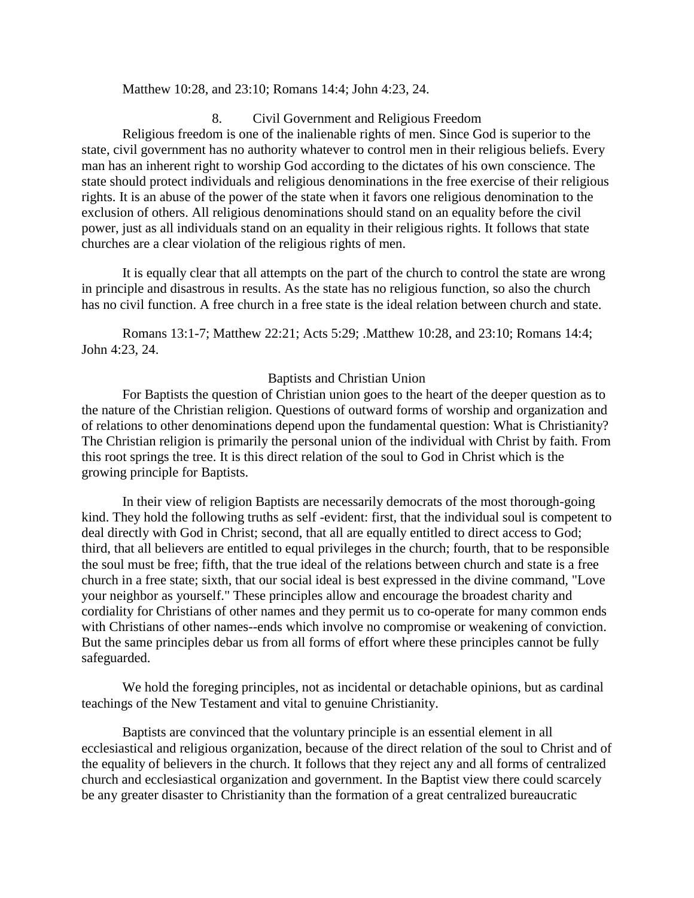Matthew 10:28, and 23:10; Romans 14:4; John 4:23, 24.

### 8. Civil Government and Religious Freedom

Religious freedom is one of the inalienable rights of men. Since God is superior to the state, civil government has no authority whatever to control men in their religious beliefs. Every man has an inherent right to worship God according to the dictates of his own conscience. The state should protect individuals and religious denominations in the free exercise of their religious rights. It is an abuse of the power of the state when it favors one religious denomination to the exclusion of others. All religious denominations should stand on an equality before the civil power, just as all individuals stand on an equality in their religious rights. It follows that state churches are a clear violation of the religious rights of men.

It is equally clear that all attempts on the part of the church to control the state are wrong in principle and disastrous in results. As the state has no religious function, so also the church has no civil function. A free church in a free state is the ideal relation between church and state.

Romans 13:1-7; Matthew 22:21; Acts 5:29; .Matthew 10:28, and 23:10; Romans 14:4; John 4:23, 24.

## Baptists and Christian Union

For Baptists the question of Christian union goes to the heart of the deeper question as to the nature of the Christian religion. Questions of outward forms of worship and organization and of relations to other denominations depend upon the fundamental question: What is Christianity? The Christian religion is primarily the personal union of the individual with Christ by faith. From this root springs the tree. It is this direct relation of the soul to God in Christ which is the growing principle for Baptists.

In their view of religion Baptists are necessarily democrats of the most thorough-going kind. They hold the following truths as self -evident: first, that the individual soul is competent to deal directly with God in Christ; second, that all are equally entitled to direct access to God; third, that all believers are entitled to equal privileges in the church; fourth, that to be responsible the soul must be free; fifth, that the true ideal of the relations between church and state is a free church in a free state; sixth, that our social ideal is best expressed in the divine command, "Love your neighbor as yourself." These principles allow and encourage the broadest charity and cordiality for Christians of other names and they permit us to co-operate for many common ends with Christians of other names--ends which involve no compromise or weakening of conviction. But the same principles debar us from all forms of effort where these principles cannot be fully safeguarded.

We hold the foreging principles, not as incidental or detachable opinions, but as cardinal teachings of the New Testament and vital to genuine Christianity.

Baptists are convinced that the voluntary principle is an essential element in all ecclesiastical and religious organization, because of the direct relation of the soul to Christ and of the equality of believers in the church. It follows that they reject any and all forms of centralized church and ecclesiastical organization and government. In the Baptist view there could scarcely be any greater disaster to Christianity than the formation of a great centralized bureaucratic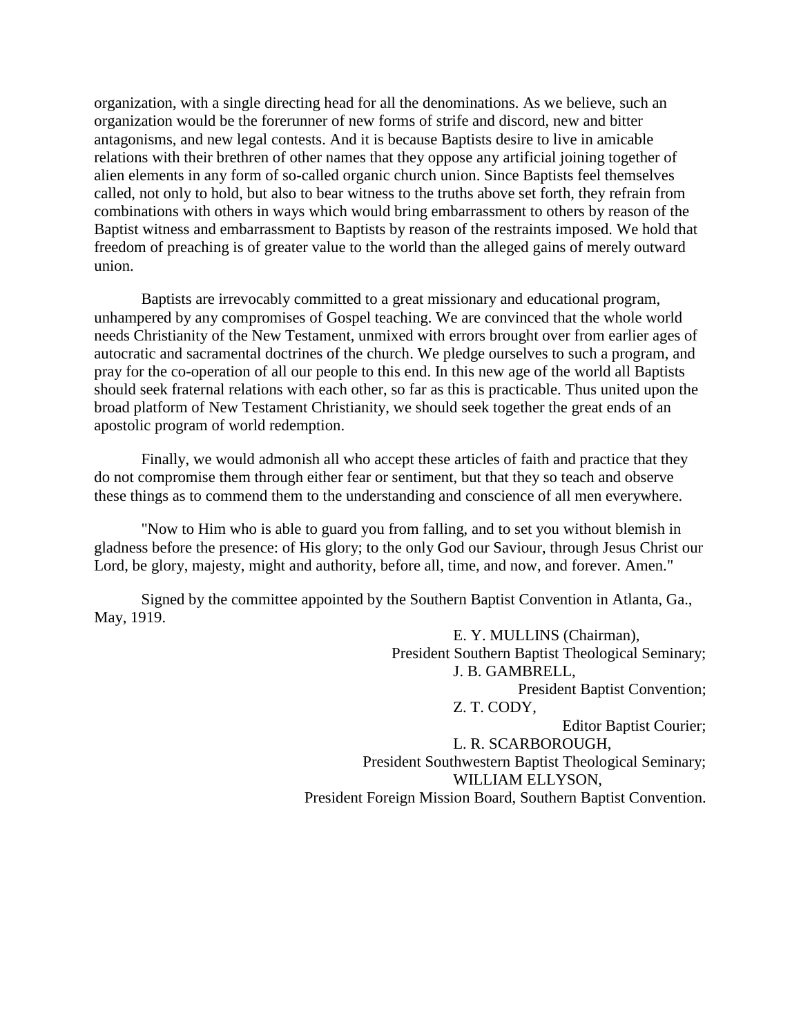organization, with a single directing head for all the denominations. As we believe, such an organization would be the forerunner of new forms of strife and discord, new and bitter antagonisms, and new legal contests. And it is because Baptists desire to live in amicable relations with their brethren of other names that they oppose any artificial joining together of alien elements in any form of so-called organic church union. Since Baptists feel themselves called, not only to hold, but also to bear witness to the truths above set forth, they refrain from combinations with others in ways which would bring embarrassment to others by reason of the Baptist witness and embarrassment to Baptists by reason of the restraints imposed. We hold that freedom of preaching is of greater value to the world than the alleged gains of merely outward union.

Baptists are irrevocably committed to a great missionary and educational program, unhampered by any compromises of Gospel teaching. We are convinced that the whole world needs Christianity of the New Testament, unmixed with errors brought over from earlier ages of autocratic and sacramental doctrines of the church. We pledge ourselves to such a program, and pray for the co-operation of all our people to this end. In this new age of the world all Baptists should seek fraternal relations with each other, so far as this is practicable. Thus united upon the broad platform of New Testament Christianity, we should seek together the great ends of an apostolic program of world redemption.

Finally, we would admonish all who accept these articles of faith and practice that they do not compromise them through either fear or sentiment, but that they so teach and observe these things as to commend them to the understanding and conscience of all men everywhere.

"Now to Him who is able to guard you from falling, and to set you without blemish in gladness before the presence: of His glory; to the only God our Saviour, through Jesus Christ our Lord, be glory, majesty, might and authority, before all, time, and now, and forever. Amen."

Signed by the committee appointed by the Southern Baptist Convention in Atlanta, Ga., May, 1919.

E. Y. MULLINS (Chairman),
President Southern Baptist Theological Seminary;
J. B. GAMBRELL,
President Baptist Convention;
Z. T. CODY,
Editor Baptist Courier;
L. R. SCARBOROUGH,
President Southwestern Baptist Theological Seminary;
WILLIAM ELLYSON,
President Foreign Mission Board, Southern Baptist Convention.